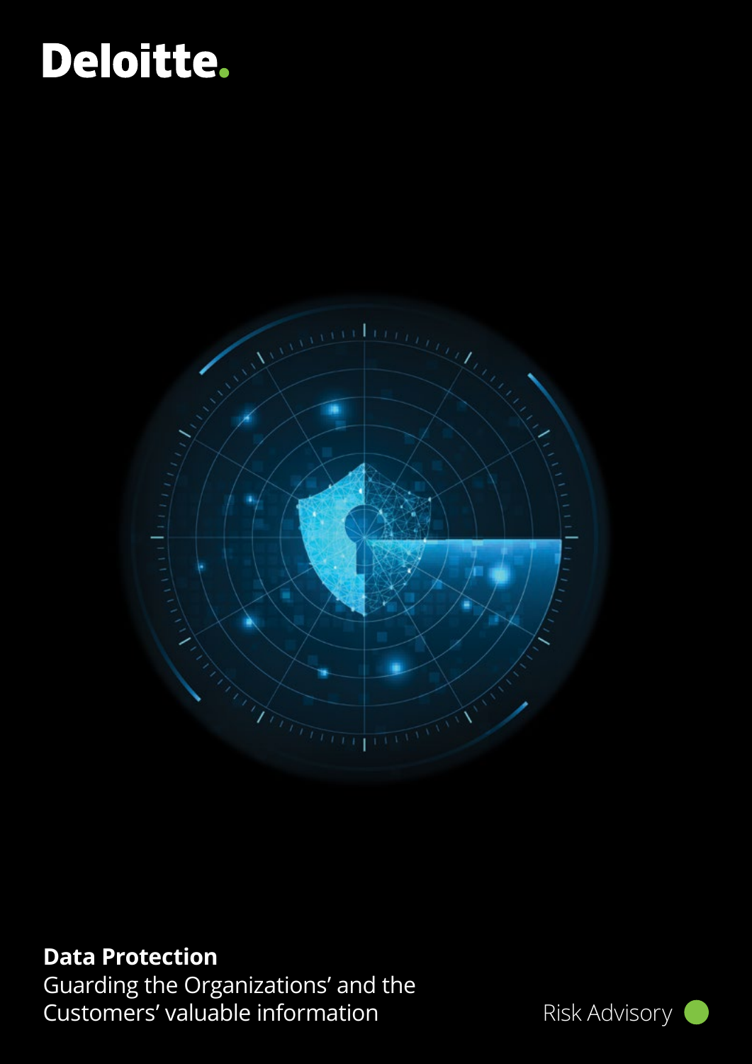Deloitte.

**Data Protection**

Guarding the Organizations' and the Customers' valuable information

Risk Advisory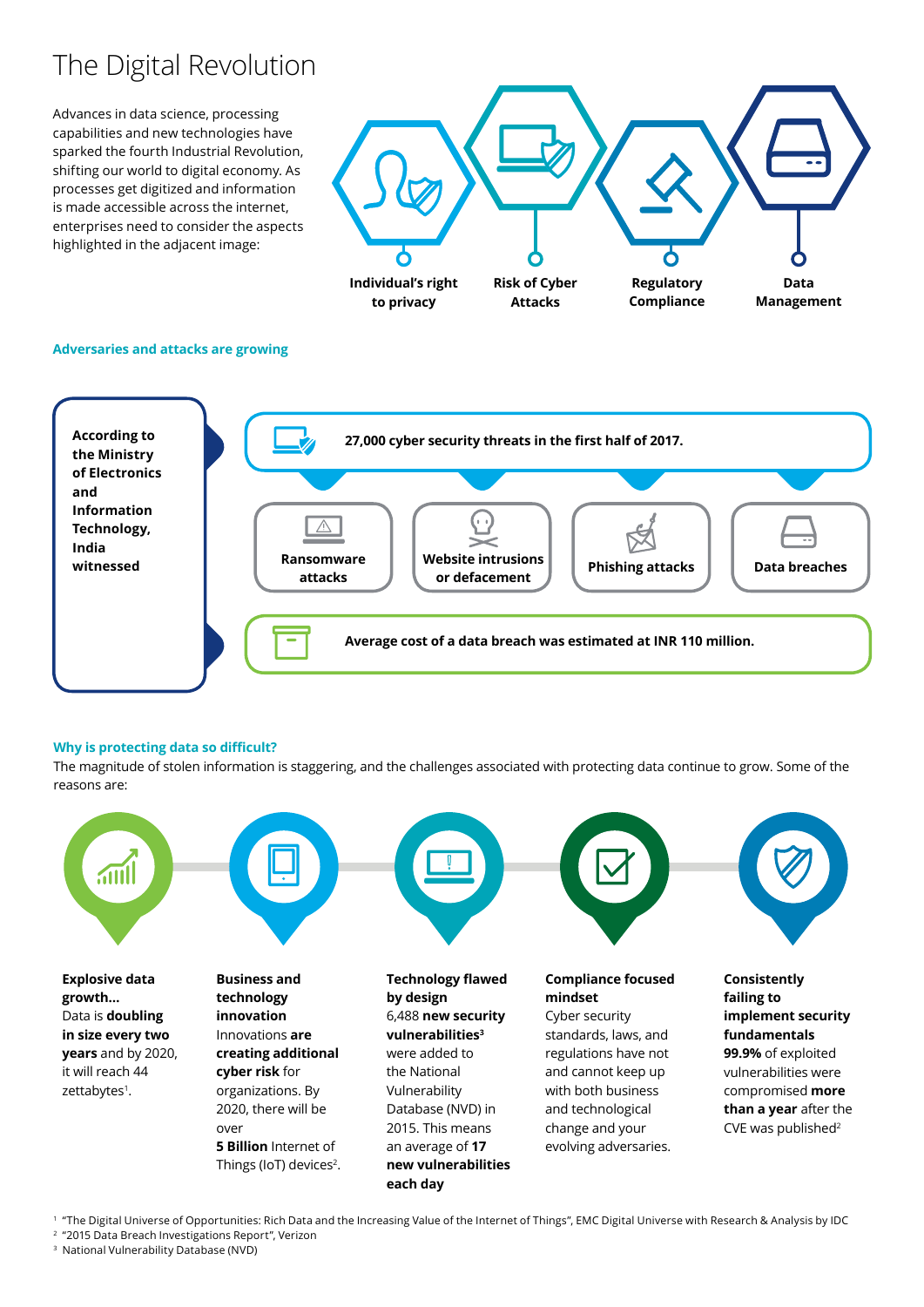# The Digital Revolution

Advances in data science, processing capabilities and new technologies have sparked the fourth Industrial Revolution, shifting our world to digital economy. As processes get digitized and information is made accessible across the internet, enterprises need to consider the aspects highlighted in the adjacent image:

- Individual's right to privacy
- Risk of Cyber Attacks
- Regulatory Compliance
- Data Management

## Adversaries and attacks are growing

According to the Ministry of Electronics and Information Technology, India witnessed

**27,000 cyber security threats in the first half of 2017.**

- Ransomware attacks
- Website intrusions or defacement
- Phishing attacks
- Data breaches

**Average cost of a data breach was estimated at INR 110 million.**

## Why is protecting data so difficult?

The magnitude of stolen information is staggering, and the challenges associated with protecting data continue to grow. Some of the reasons are:

**Explosive data growth...**
Data is **doubling in size every two years** and by 2020, it will reach 44 zettabytes[1].

**Business and technology innovation**
Innovations **are creating additional cyber risk** for organizations. By 2020, there will be over **5 Billion** Internet of Things (IoT) devices[2].

**Technology flawed by design**
6,488 **new security vulnerabilities**[3] were added to the National Vulnerability Database (NVD) in 2015. This means an average of **17 new vulnerabilities each day**

**Compliance focused mindset**
Cyber security standards, laws, and regulations have not and cannot keep up with both business and technological change and your evolving adversaries.

**Consistently failing to implement security fundamentals**
**99.9%** of exploited vulnerabilities were compromised **more than a year** after the CVE was published[2]

---

[1] "The Digital Universe of Opportunities: Rich Data and the Increasing Value of the Internet of Things", EMC Digital Universe with Research & Analysis by IDC
[2] "2015 Data Breach Investigations Report", Verizon
[3] National Vulnerability Database (NVD)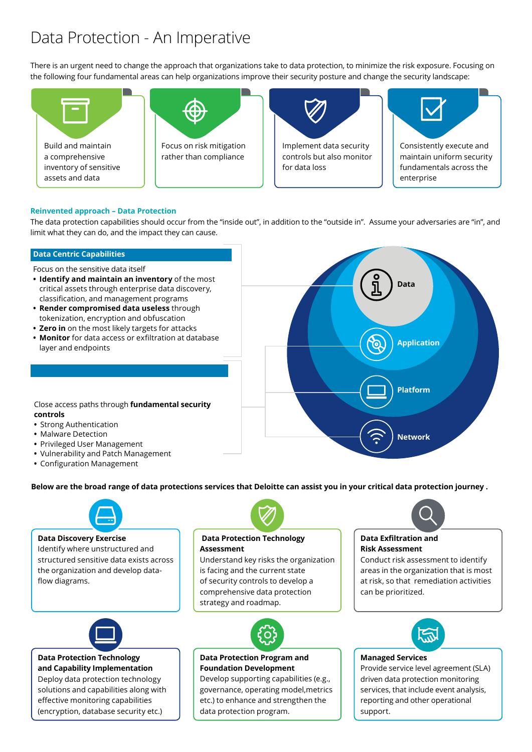# Data Protection - An Imperative

There is an urgent need to change the approach that organizations take to data protection, to minimize the risk exposure. Focusing on the following four fundamental areas can help organizations improve their security posture and change the security landscape:

- Build and maintain a comprehensive inventory of sensitive assets and data
- Focus on risk mitigation rather than compliance
- Implement data security controls but also monitor for data loss
- Consistently execute and maintain uniform security fundamentals across the enterprise

**Reinvented approach – Data Protection**

The data protection capabilities should occur from the "inside out", in addition to the "outside in". Assume your adversaries are "in", and limit what they can do, and the impact they can cause.

**Data Centric Capabilities**

Focus on the sensitive data itself

- **Identify and maintain an inventory** of the most critical assets through enterprise data discovery, classification, and management programs
- **Render compromised data useless** through tokenization, encryption and obfuscation
- **Zero in** on the most likely targets for attacks
- **Monitor** for data access or exfiltration at database layer and endpoints

Close access paths through **fundamental security controls**

- Strong Authentication
- Malware Detection
- Privileged User Management
- Vulnerability and Patch Management
- Configuration Management

Data

Application

Platform

Network

**Below are the broad range of data protections services that Deloitte can assist you in your critical data protection journey .**

**Data Discovery Exercise**
Identify where unstructured and structured sensitive data exists across the organization and develop data-flow diagrams.

**Data Protection Technology Assessment**
Understand key risks the organization is facing and the current state of security controls to develop a comprehensive data protection strategy and roadmap.

**Data Exfiltration and Risk Assessment**
Conduct risk assessment to identify areas in the organization that is most at risk, so that remediation activities can be prioritized.

**Data Protection Technology and Capability Implementation**
Deploy data protection technology solutions and capabilities along with effective monitoring capabilities (encryption, database security etc.)

**Data Protection Program and Foundation Development**
Develop supporting capabilities (e.g., governance, operating model,metrics etc.) to enhance and strengthen the data protection program.

**Managed Services**
Provide service level agreement (SLA) driven data protection monitoring services, that include event analysis, reporting and other operational support.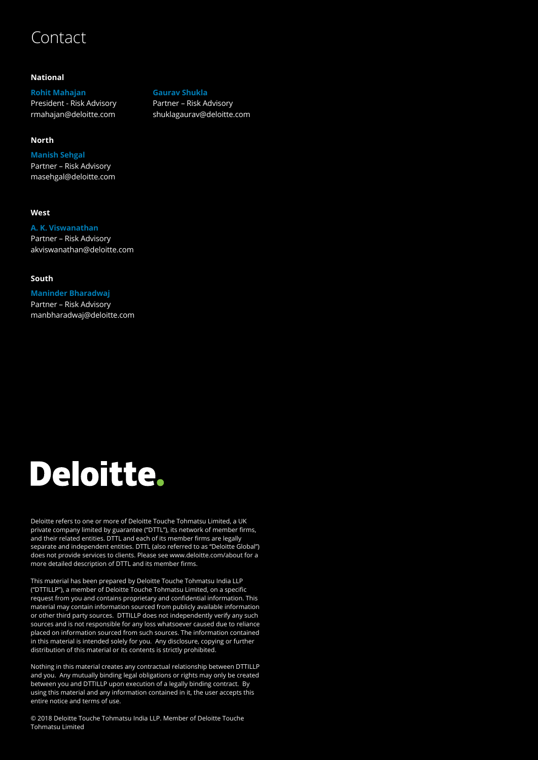# Contact

### National

**Rohit Mahajan**
President - Risk Advisory
rmahajan@deloitte.com

**Gaurav Shukla**
Partner – Risk Advisory
shuklagaurav@deloitte.com

### North

**Manish Sehgal**
Partner – Risk Advisory
masehgal@deloitte.com

### West

**A. K. Viswanathan**
Partner – Risk Advisory
akviswanathan@deloitte.com

### South

**Maninder Bharadwaj**
Partner – Risk Advisory
manbharadwaj@deloitte.com

**Deloitte.**

Deloitte refers to one or more of Deloitte Touche Tohmatsu Limited, a UK private company limited by guarantee ("DTTL"), its network of member firms, and their related entities. DTTL and each of its member firms are legally separate and independent entities. DTTL (also referred to as "Deloitte Global") does not provide services to clients. Please see www.deloitte.com/about for a more detailed description of DTTL and its member firms.

This material has been prepared by Deloitte Touche Tohmatsu India LLP ("DTTILLP"), a member of Deloitte Touche Tohmatsu Limited, on a specific request from you and contains proprietary and confidential information. This material may contain information sourced from publicly available information or other third party sources. DTTILLP does not independently verify any such sources and is not responsible for any loss whatsoever caused due to reliance placed on information sourced from such sources. The information contained in this material is intended solely for you. Any disclosure, copying or further distribution of this material or its contents is strictly prohibited.

Nothing in this material creates any contractual relationship between DTTILLP and you. Any mutually binding legal obligations or rights may only be created between you and DTTILLP upon execution of a legally binding contract. By using this material and any information contained in it, the user accepts this entire notice and terms of use.

© 2018 Deloitte Touche Tohmatsu India LLP. Member of Deloitte Touche Tohmatsu Limited